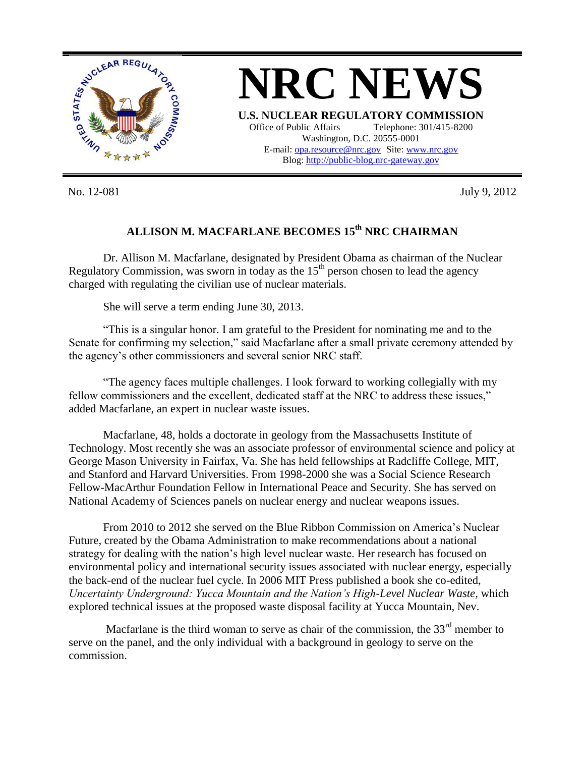# NRC NEWS

**U.S. NUCLEAR REGULATORY COMMISSION**
Office of Public Affairs Telephone: 301/415-8200
Washington, D.C. 20555-0001
E-mail: opa.resource@nrc.gov Site: www.nrc.gov
Blog: http://public-blog.nrc-gateway.gov

No. 12-081 July 9, 2012

## ALLISON M. MACFARLANE BECOMES 15th NRC CHAIRMAN

Dr. Allison M. Macfarlane, designated by President Obama as chairman of the Nuclear Regulatory Commission, was sworn in today as the 15th person chosen to lead the agency charged with regulating the civilian use of nuclear materials.

She will serve a term ending June 30, 2013.

"This is a singular honor. I am grateful to the President for nominating me and to the Senate for confirming my selection," said Macfarlane after a small private ceremony attended by the agency's other commissioners and several senior NRC staff.

"The agency faces multiple challenges. I look forward to working collegially with my fellow commissioners and the excellent, dedicated staff at the NRC to address these issues," added Macfarlane, an expert in nuclear waste issues.

Macfarlane, 48, holds a doctorate in geology from the Massachusetts Institute of Technology. Most recently she was an associate professor of environmental science and policy at George Mason University in Fairfax, Va. She has held fellowships at Radcliffe College, MIT, and Stanford and Harvard Universities. From 1998-2000 she was a Social Science Research Fellow-MacArthur Foundation Fellow in International Peace and Security. She has served on National Academy of Sciences panels on nuclear energy and nuclear weapons issues.

From 2010 to 2012 she served on the Blue Ribbon Commission on America's Nuclear Future, created by the Obama Administration to make recommendations about a national strategy for dealing with the nation's high level nuclear waste. Her research has focused on environmental policy and international security issues associated with nuclear energy, especially the back-end of the nuclear fuel cycle. In 2006 MIT Press published a book she co-edited, *Uncertainty Underground: Yucca Mountain and the Nation's High-Level Nuclear Waste,* which explored technical issues at the proposed waste disposal facility at Yucca Mountain, Nev.

Macfarlane is the third woman to serve as chair of the commission, the 33rd member to serve on the panel, and the only individual with a background in geology to serve on the commission.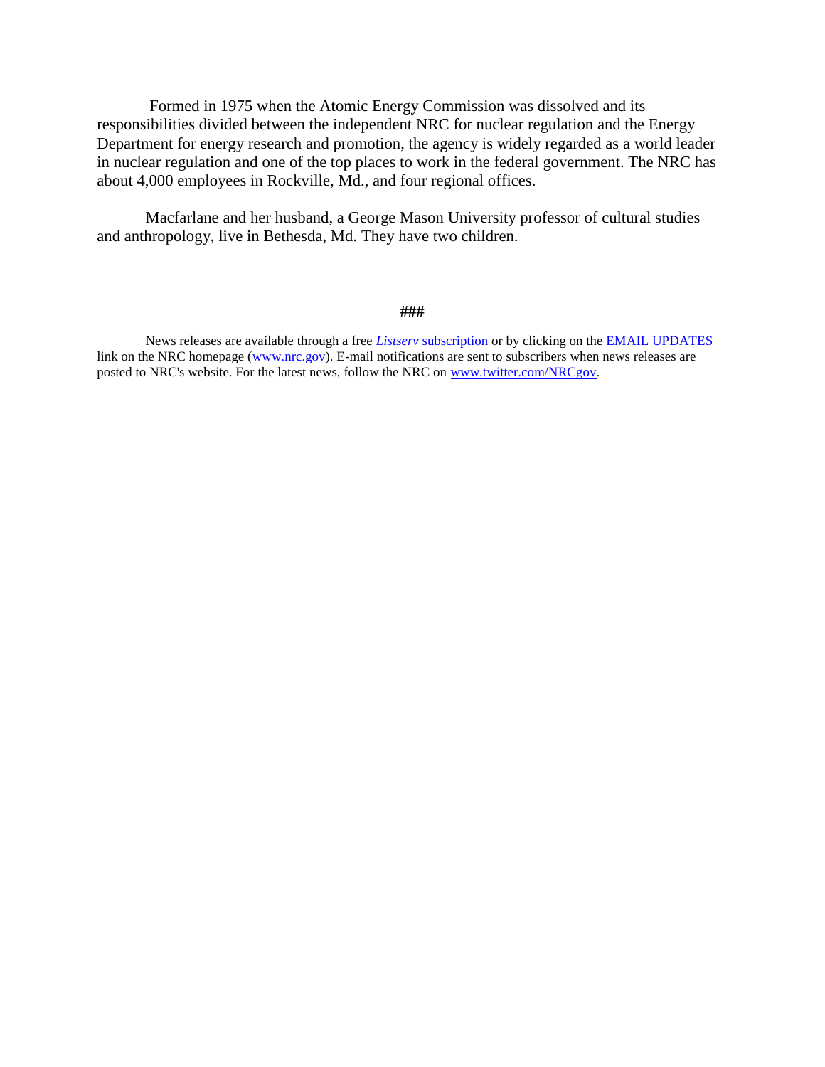Formed in 1975 when the Atomic Energy Commission was dissolved and its responsibilities divided between the independent NRC for nuclear regulation and the Energy Department for energy research and promotion, the agency is widely regarded as a world leader in nuclear regulation and one of the top places to work in the federal government. The NRC has about 4,000 employees in Rockville, Md., and four regional offices.

Macfarlane and her husband, a George Mason University professor of cultural studies and anthropology, live in Bethesda, Md. They have two children.

**###**

News releases are available through a free *Listserv* subscription or by clicking on the EMAIL UPDATES link on the NRC homepage (www.nrc.gov). E-mail notifications are sent to subscribers when news releases are posted to NRC's website. For the latest news, follow the NRC on www.twitter.com/NRCgov.